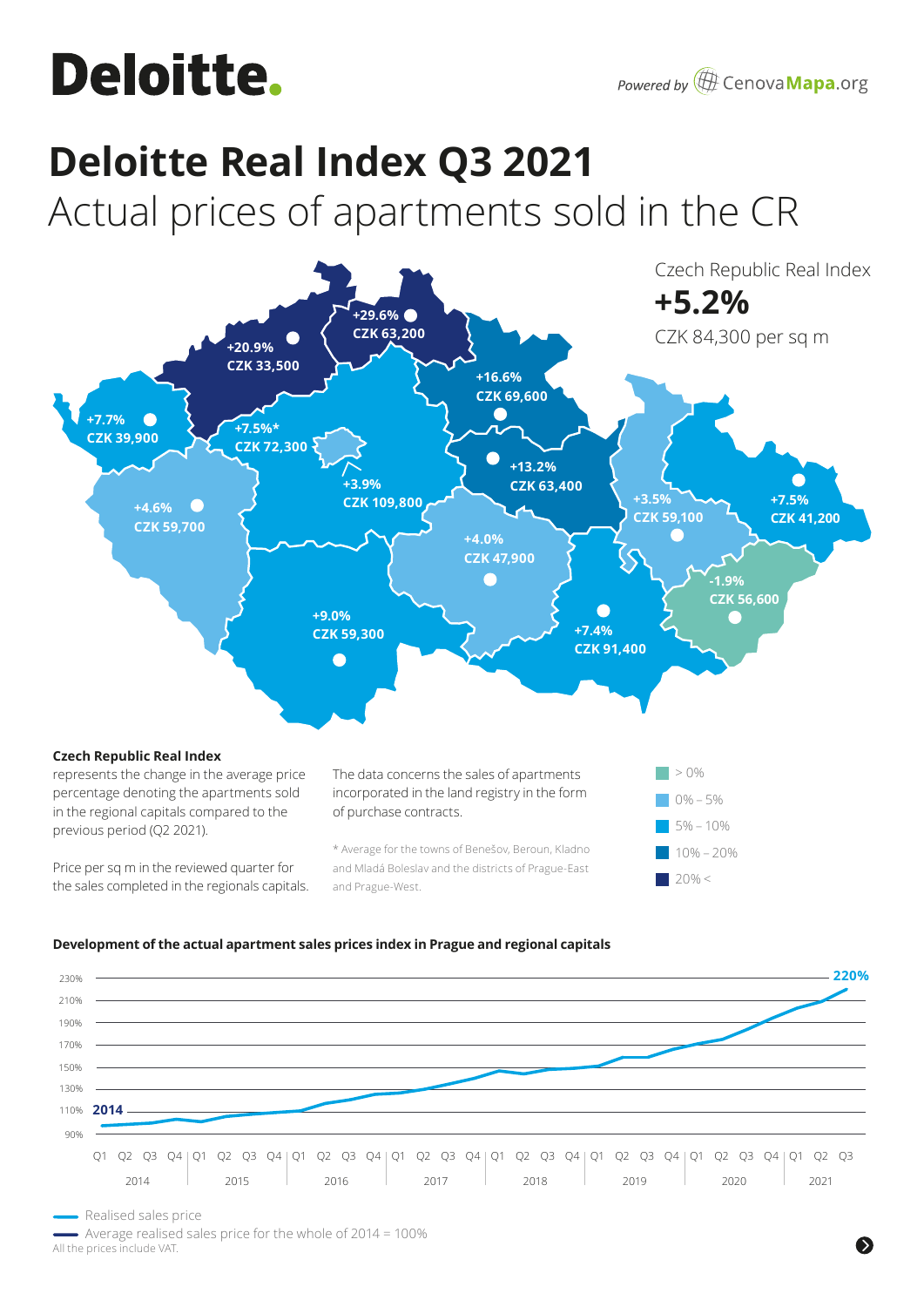# Deloitte.

Powered by CenovaMapa.org

# Deloitte Real Index Q3 2021

## Actual prices of apartments sold in the CR

**Czech Republic Real Index**

**+5.2%**

CZK 84,300 per sq m

| Change | Price |
|---|---|
| +29.6% | CZK 63,200 |
| +20.9% | CZK 33,500 |
| +16.6% | CZK 69,600 |
| +7.7% | CZK 39,900 |
| +7.5%* | CZK 72,300 |
| +3.9% | CZK 109,800 |
| +13.2% | CZK 63,400 |
| +4.6% | CZK 59,700 |
| +3.5% | CZK 59,100 |
| +7.5% | CZK 41,200 |
| +4.0% | CZK 47,900 |
| -1.9% | CZK 56,600 |
| +9.0% | CZK 59,300 |
| +7.4% | CZK 91,400 |

**Czech Republic Real Index**
represents the change in the average price percentage denoting the apartments sold in the regional capitals compared to the previous period (Q2 2021).

Price per sq m in the reviewed quarter for the sales completed in the regionals capitals.

The data concerns the sales of apartments incorporated in the land registry in the form of purchase contracts.

\* Average for the towns of Benešov, Beroun, Kladno and Mladá Boleslav and the districts of Prague-East and Prague-West.

- > 0%
- 0% – 5%
- 5% – 10%
- 10% – 20%
- 20% <

**Development of the actual apartment sales prices index in Prague and regional capitals**

2014: 110% — 2021 Q3: 220%

Axis: 90%, 110%, 130%, 150%, 170%, 190%, 210%, 230%; Q1–Q4 2014–2020, Q1–Q3 2021

- Realised sales price
- Average realised sales price for the whole of 2014 = 100%

All the prices include VAT.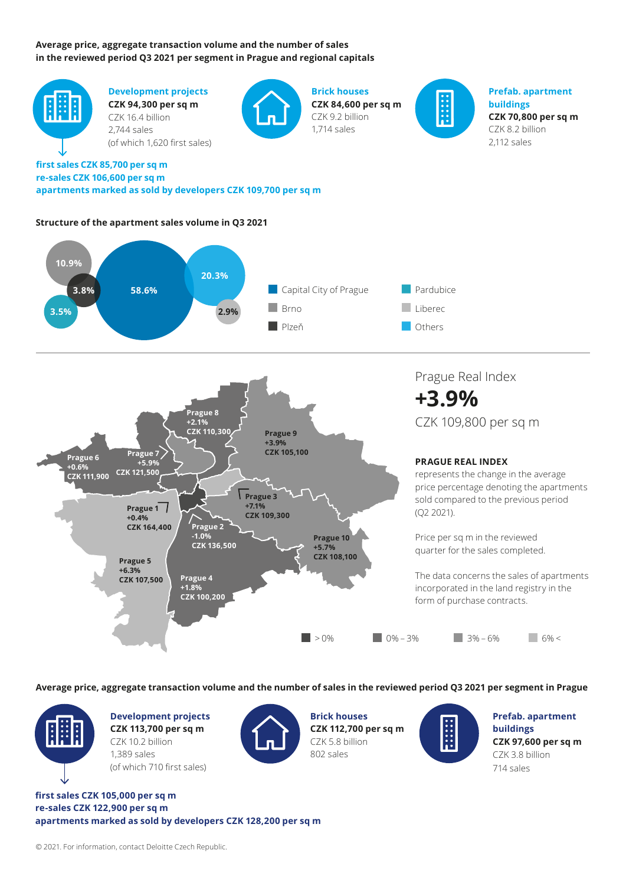**Average price, aggregate transaction volume and the number of sales in the reviewed period Q3 2021 per segment in Prague and regional capitals**

**Development projects**
**CZK 94,300 per sq m**
CZK 16.4 billion
2,744 sales
(of which 1,620 first sales)

**Brick houses**
**CZK 84,600 per sq m**
CZK 9.2 billion
1,714 sales

**Prefab. apartment buildings**
**CZK 70,800 per sq m**
CZK 8.2 billion
2,112 sales

**first sales CZK 85,700 per sq m**
**re-sales CZK 106,600 per sq m**
**apartments marked as sold by developers CZK 109,700 per sq m**

**Structure of the apartment sales volume in Q3 2021**

10.9%
3.8%
58.6%
20.3%
3.5%
2.9%

Capital City of Prague
Brno
Plzeň
Pardubice
Liberec
Others

Prague 8
+2.1%
CZK 110,300

Prague 9
+3.9%
CZK 105,100

Prague 6
+0.6%
CZK 111,900

Prague 7
+5.9%
CZK 121,500

Prague 3
+7.1%
CZK 109,300

Prague 1
+0.4%
CZK 164,400

Prague 2
-1.0%
CZK 136,500

Prague 10
+5.7%
CZK 108,100

Prague 5
+6.3%
CZK 107,500

Prague 4
+1.8%
CZK 100,200

> 0%
0% – 3%
3% – 6%
6% <

## Prague Real Index

# +3.9%

CZK 109,800 per sq m

**PRAGUE REAL INDEX**
represents the change in the average price percentage denoting the apartments sold compared to the previous period (Q2 2021).

Price per sq m in the reviewed quarter for the sales completed.

The data concerns the sales of apartments incorporated in the land registry in the form of purchase contracts.

**Average price, aggregate transaction volume and the number of sales in the reviewed period Q3 2021 per segment in Prague**

**Development projects**
**CZK 113,700 per sq m**
CZK 10.2 billion
1,389 sales
(of which 710 first sales)

**Brick houses**
**CZK 112,700 per sq m**
CZK 5.8 billion
802 sales

**Prefab. apartment buildings**
**CZK 97,600 per sq m**
CZK 3.8 billion
714 sales

**first sales CZK 105,000 per sq m**
**re-sales CZK 122,900 per sq m**
**apartments marked as sold by developers CZK 128,200 per sq m**

© 2021. For information, contact Deloitte Czech Republic.